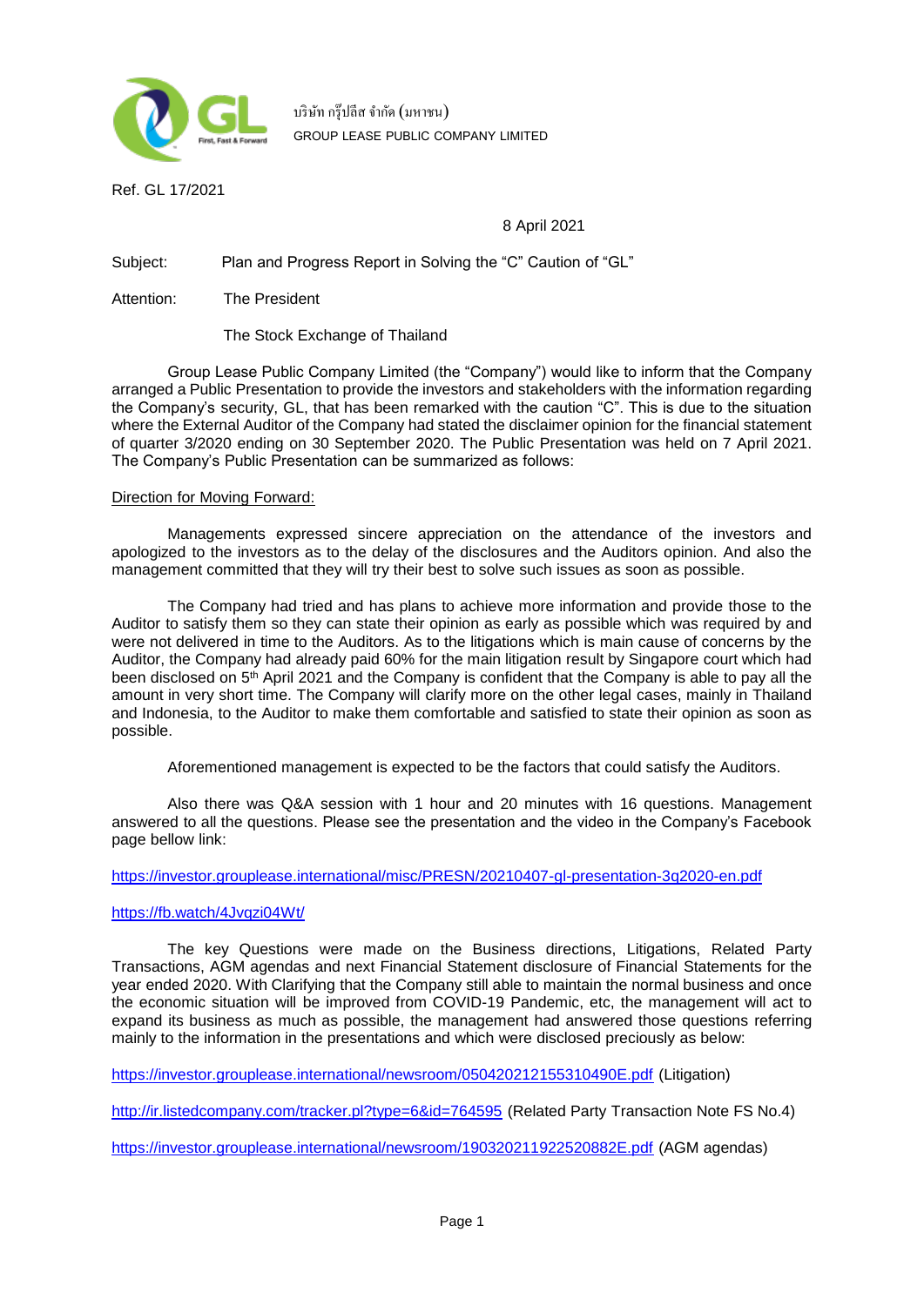บริษัท กรุ๊ปลีส จำกัด (มหาชน)
GROUP LEASE PUBLIC COMPANY LIMITED

Ref. GL 17/2021

8 April 2021

Subject: Plan and Progress Report in Solving the "C" Caution of "GL"

Attention: The President

The Stock Exchange of Thailand

Group Lease Public Company Limited (the "Company") would like to inform that the Company arranged a Public Presentation to provide the investors and stakeholders with the information regarding the Company's security, GL, that has been remarked with the caution "C". This is due to the situation where the External Auditor of the Company had stated the disclaimer opinion for the financial statement of quarter 3/2020 ending on 30 September 2020. The Public Presentation was held on 7 April 2021. The Company's Public Presentation can be summarized as follows:

Direction for Moving Forward:

Managements expressed sincere appreciation on the attendance of the investors and apologized to the investors as to the delay of the disclosures and the Auditors opinion. And also the management committed that they will try their best to solve such issues as soon as possible.

The Company had tried and has plans to achieve more information and provide those to the Auditor to satisfy them so they can state their opinion as early as possible which was required by and were not delivered in time to the Auditors. As to the litigations which is main cause of concerns by the Auditor, the Company had already paid 60% for the main litigation result by Singapore court which had been disclosed on 5th April 2021 and the Company is confident that the Company is able to pay all the amount in very short time. The Company will clarify more on the other legal cases, mainly in Thailand and Indonesia, to the Auditor to make them comfortable and satisfied to state their opinion as soon as possible.

Aforementioned management is expected to be the factors that could satisfy the Auditors.

Also there was Q&A session with 1 hour and 20 minutes with 16 questions. Management answered to all the questions. Please see the presentation and the video in the Company's Facebook page bellow link:

https://investor.grouplease.international/misc/PRESN/20210407-gl-presentation-3q2020-en.pdf

https://fb.watch/4Jvqzi04Wt/

The key Questions were made on the Business directions, Litigations, Related Party Transactions, AGM agendas and next Financial Statement disclosure of Financial Statements for the year ended 2020. With Clarifying that the Company still able to maintain the normal business and once the economic situation will be improved from COVID-19 Pandemic, etc, the management will act to expand its business as much as possible, the management had answered those questions referring mainly to the information in the presentations and which were disclosed preciously as below:

https://investor.grouplease.international/newsroom/050420212155310490E.pdf (Litigation)

http://ir.listedcompany.com/tracker.pl?type=6&id=764595 (Related Party Transaction Note FS No.4)

https://investor.grouplease.international/newsroom/190320211922520882E.pdf (AGM agendas)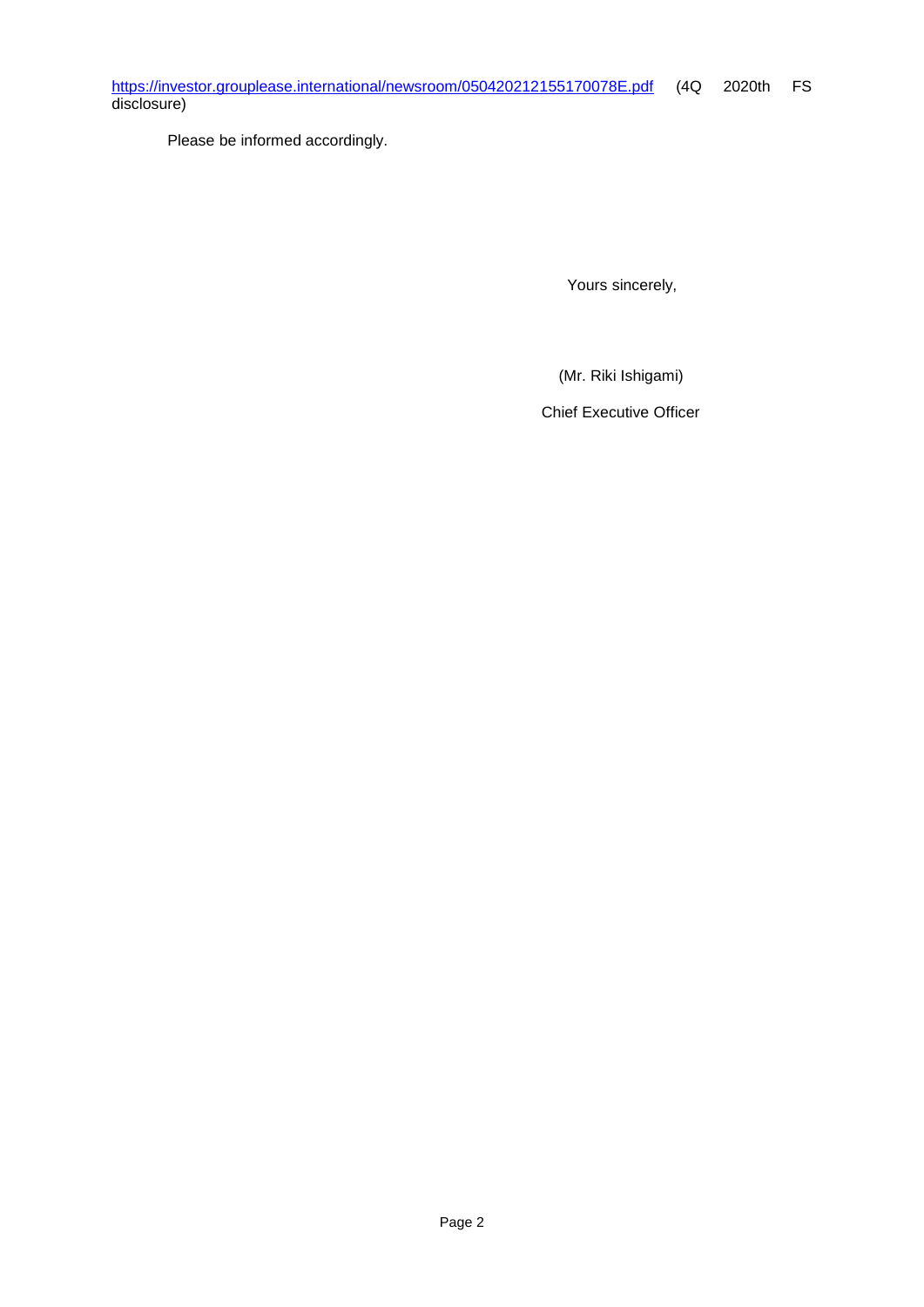https://investor.grouplease.international/newsroom/050420212155170078E.pdf (4Q 2020th FS disclosure)

Please be informed accordingly.

Yours sincerely,

(Mr. Riki Ishigami)

Chief Executive Officer